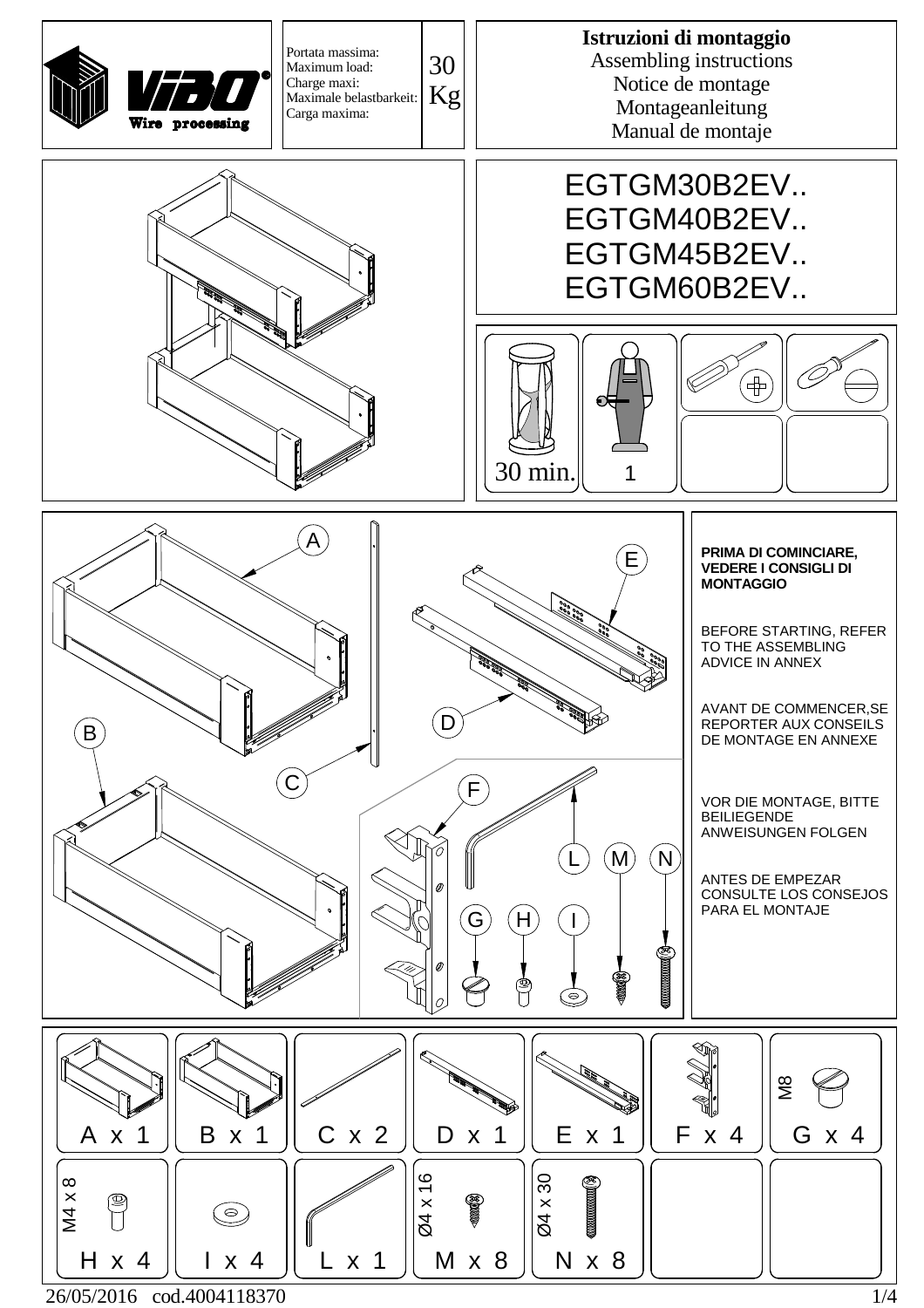VIBO® Wire processing

Portata massima:
Maximum load:
Charge maxi:
Maximale belastbarkeit:
Carga maxima:

30 Kg

**Istruzioni di montaggio**
Assembling instructions
Notice de montage
Montageanleitung
Manual de montaje

# EGTGM30B2EV..
# EGTGM40B2EV..
# EGTGM45B2EV..
# EGTGM60B2EV..

30 min.

1

A B C D E F G H I L M N

**PRIMA DI COMINCIARE, VEDERE I CONSIGLI DI MONTAGGIO**

BEFORE STARTING, REFER TO THE ASSEMBLING ADVICE IN ANNEX

AVANT DE COMMENCER,SE REPORTER AUX CONSEILS DE MONTAGE EN ANNEXE

VOR DIE MONTAGE, BITTE BEILIEGENDE ANWEISUNGEN FOLGEN

ANTES DE EMPEZAR CONSULTE LOS CONSEJOS PARA EL MONTAJE

| | | | | | | |
|---|---|---|---|---|---|---|
| A x 1 | B x 1 | C x 2 | D x 1 | E x 1 | F x 4 | M8 G x 4 |
| M4 x 8 H x 4 | I x 4 | L x 1 | Ø4 x 16 M x 8 | Ø4 x 30 N x 8 | | |

26/05/2016 cod.4004118370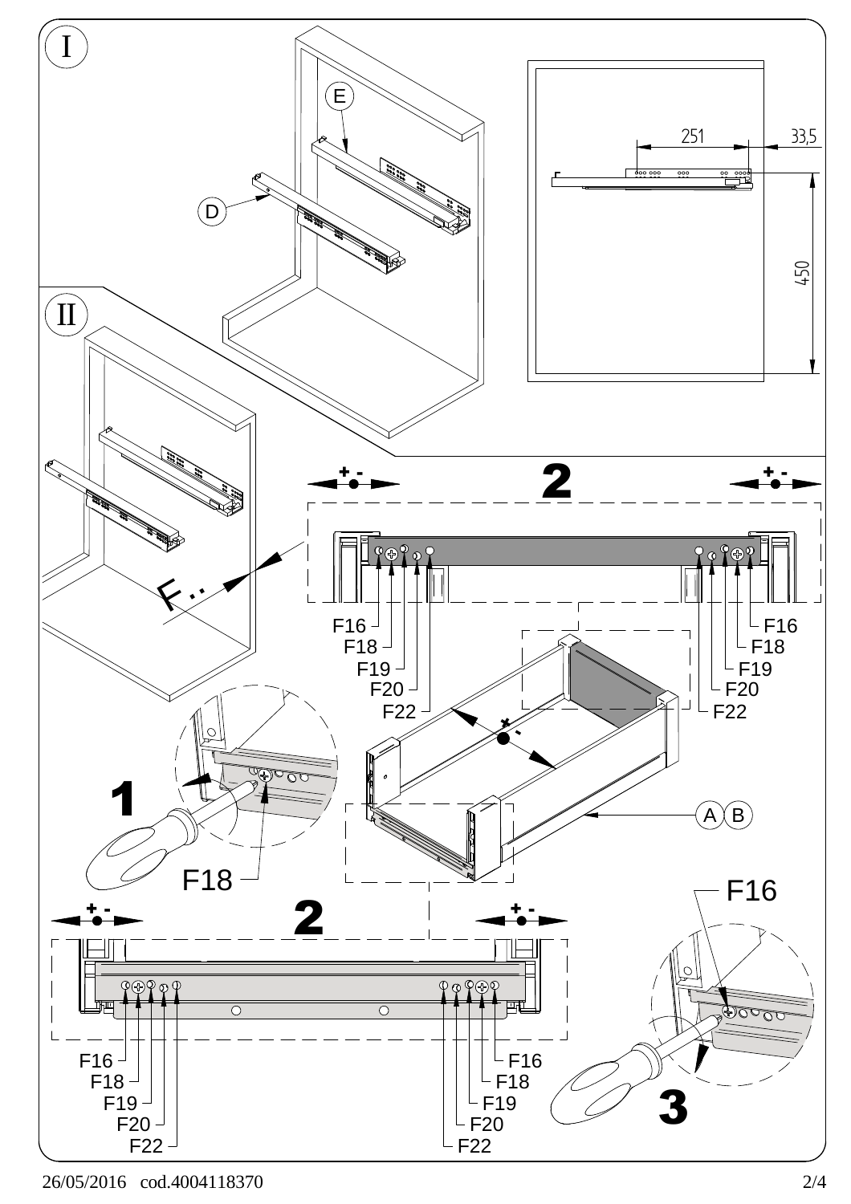I

E

D

251

33,5

450

II

F..

2

F16
F18
F19
F20
F22

F16
F18
F19
F20
F22

1

F18

A B

F16

2

F16
F18
F19
F20
F22

F16
F18
F19
F20
F22

3

26/05/2016 cod.4004118370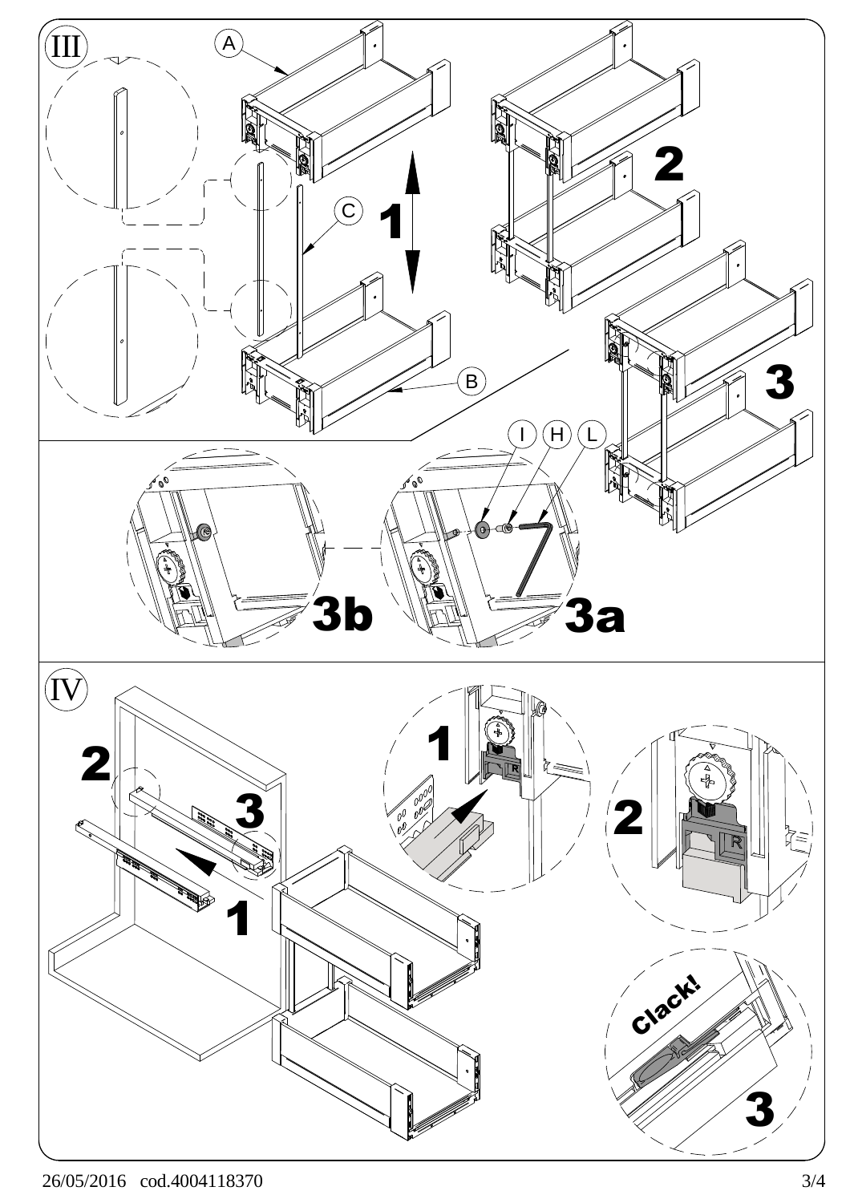III

A

C

1

2

B

3

I H L

3b

3a

IV

2

3

1

1

2

Clack!

3

26/05/2016 cod.4004118370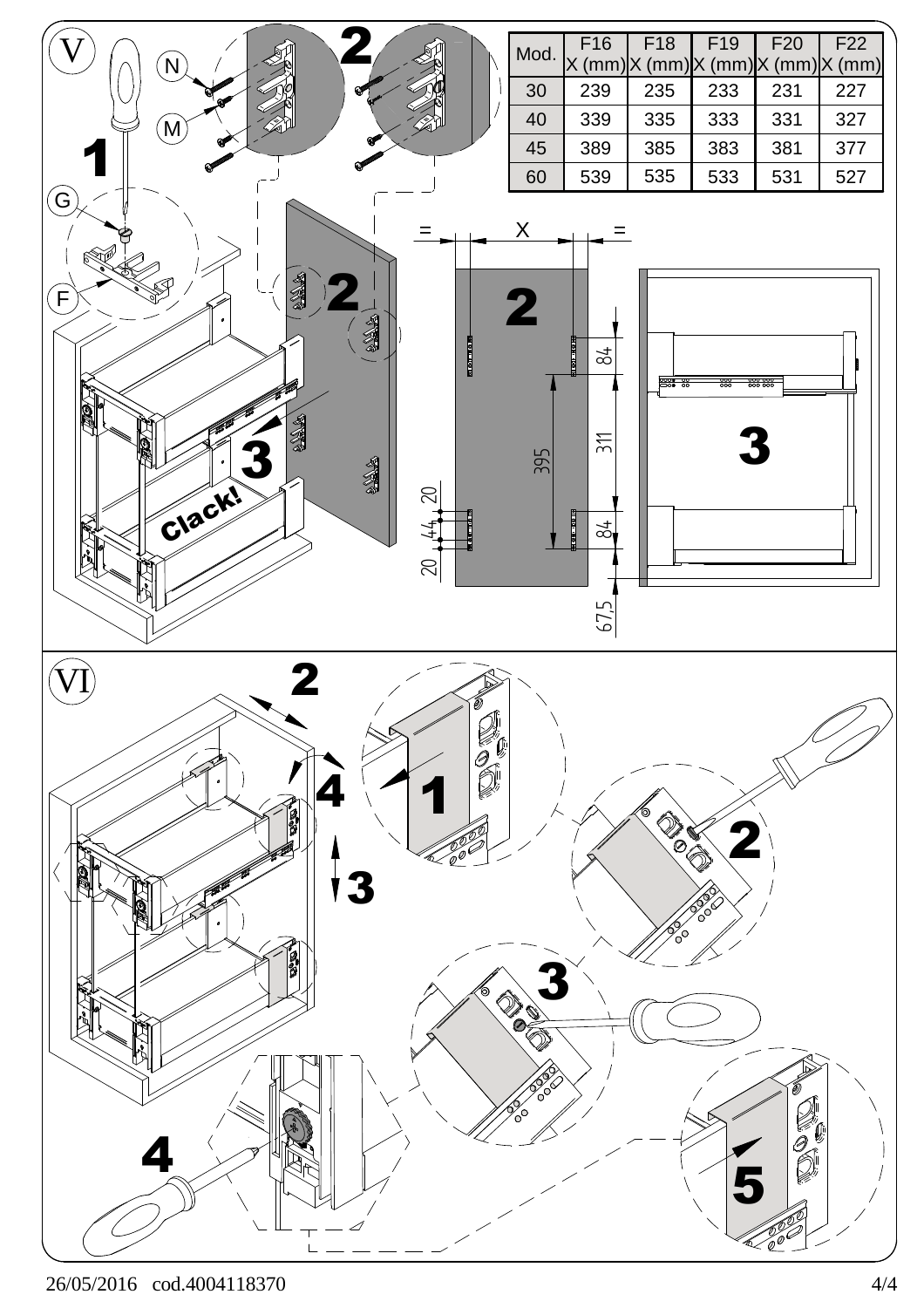V

| Mod. | F16 X (mm) | F18 X (mm) | F19 X (mm) | F20 X (mm) | F22 X (mm) |
|---|---|---|---|---|---|
| 30 | 239 | 235 | 233 | 231 | 227 |
| 40 | 339 | 335 | 333 | 331 | 327 |
| 45 | 389 | 385 | 383 | 381 | 377 |
| 60 | 539 | 535 | 533 | 531 | 527 |

N
M
G
F
1
2
3
Clack!
= X =
84
311
395
84
20
44
20
67,5

VI

1
2
3
4
5